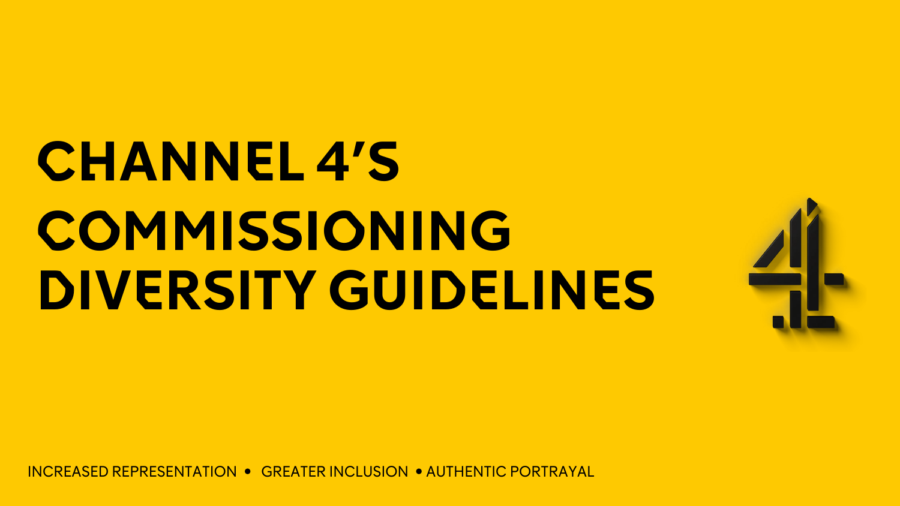# CHANNEL 4'S COMMISSIONING DIVERSITY GUIDELINES

INCREASED REPRESENTATION • GREATER INCLUSION • AUTHENTIC PORTRAYAL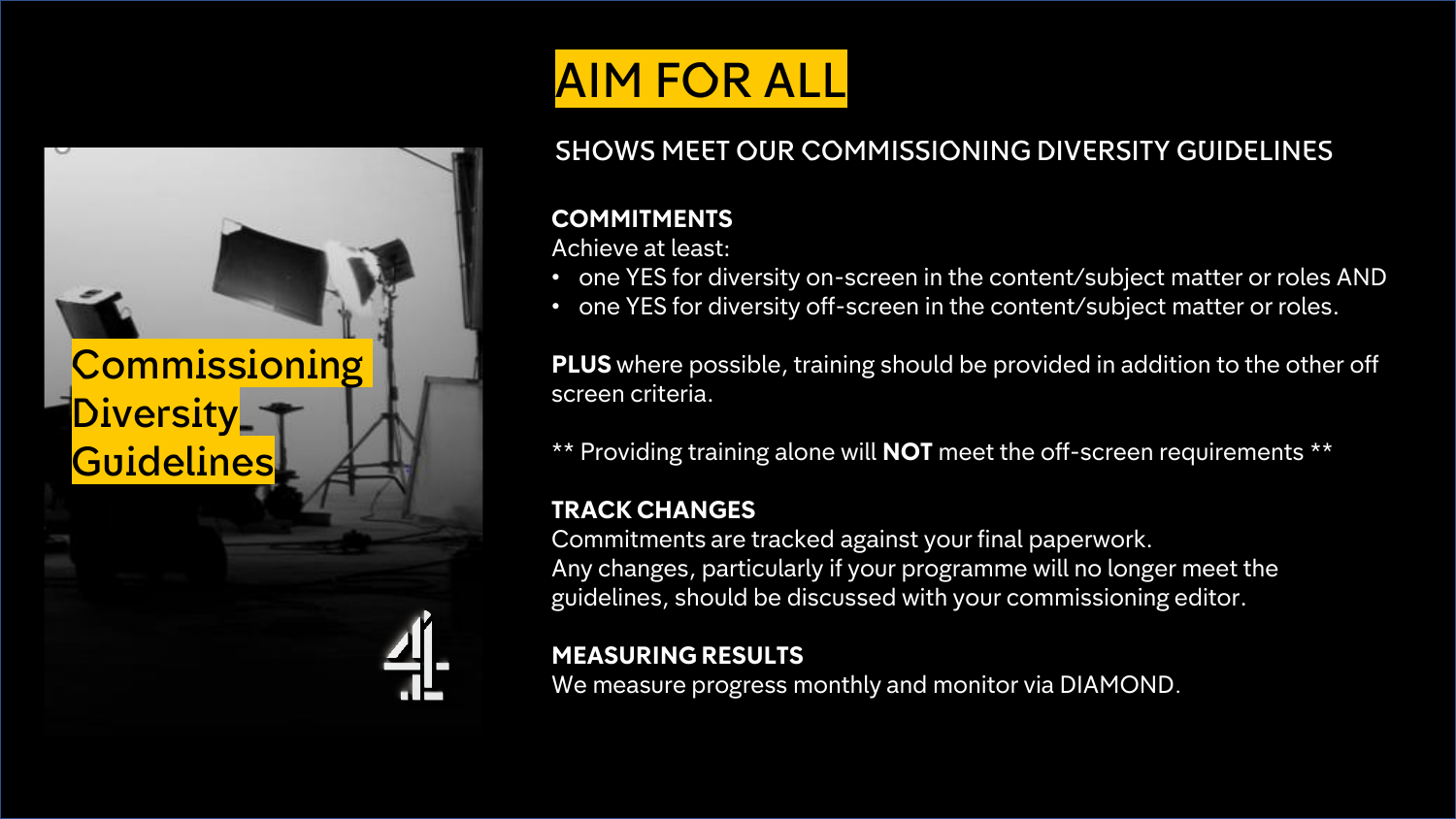Commissioning Diversity Guidelines

# AIM FOR ALL

## SHOWS MEET OUR COMMISSIONING DIVERSITY GUIDELINES

**COMMITMENTS**
Achieve at least:

- one YES for diversity on-screen in the content/subject matter or roles AND
- one YES for diversity off-screen in the content/subject matter or roles.

**PLUS** where possible, training should be provided in addition to the other off screen criteria.

** Providing training alone will **NOT** meet the off-screen requirements **

**TRACK CHANGES**
Commitments are tracked against your final paperwork.
Any changes, particularly if your programme will no longer meet the guidelines, should be discussed with your commissioning editor.

**MEASURING RESULTS**
We measure progress monthly and monitor via DIAMOND.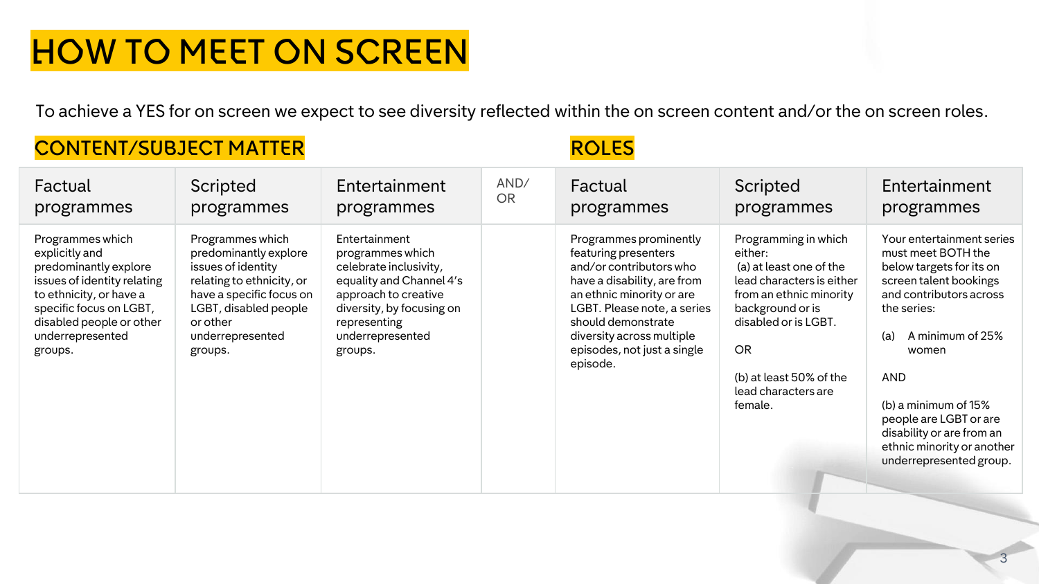# HOW TO MEET ON SCREEN

To achieve a YES for on screen we expect to see diversity reflected within the on screen content and/or the on screen roles.

| CONTENT/SUBJECT MATTER | | | | ROLES | | |
|---|---|---|---|---|---|---|
| Factual programmes | Scripted programmes | Entertainment programmes | AND/ OR | Factual programmes | Scripted programmes | Entertainment programmes |
| Programmes which explicitly and predominantly explore issues of identity relating to ethnicity, or have a specific focus on LGBT, disabled people or other underrepresented groups. | Programmes which predominantly explore issues of identity relating to ethnicity, or have a specific focus on LGBT, disabled people or other underrepresented groups. | Entertainment programmes which celebrate inclusivity, equality and Channel 4's approach to creative diversity, by focusing on representing underrepresented groups. | | Programmes prominently featuring presenters and/or contributors who have a disability, are from an ethnic minority or are LGBT. Please note, a series should demonstrate diversity across multiple episodes, not just a single episode. | Programming in which either: (a) at least one of the lead characters is either from an ethnic minority background or is disabled or is LGBT. OR (b) at least 50% of the lead characters are female. | Your entertainment series must meet BOTH the below targets for its on screen talent bookings and contributors across the series: (a) A minimum of 25% women AND (b) a minimum of 15% people are LGBT or are disability or are from an ethnic minority or another underrepresented group. |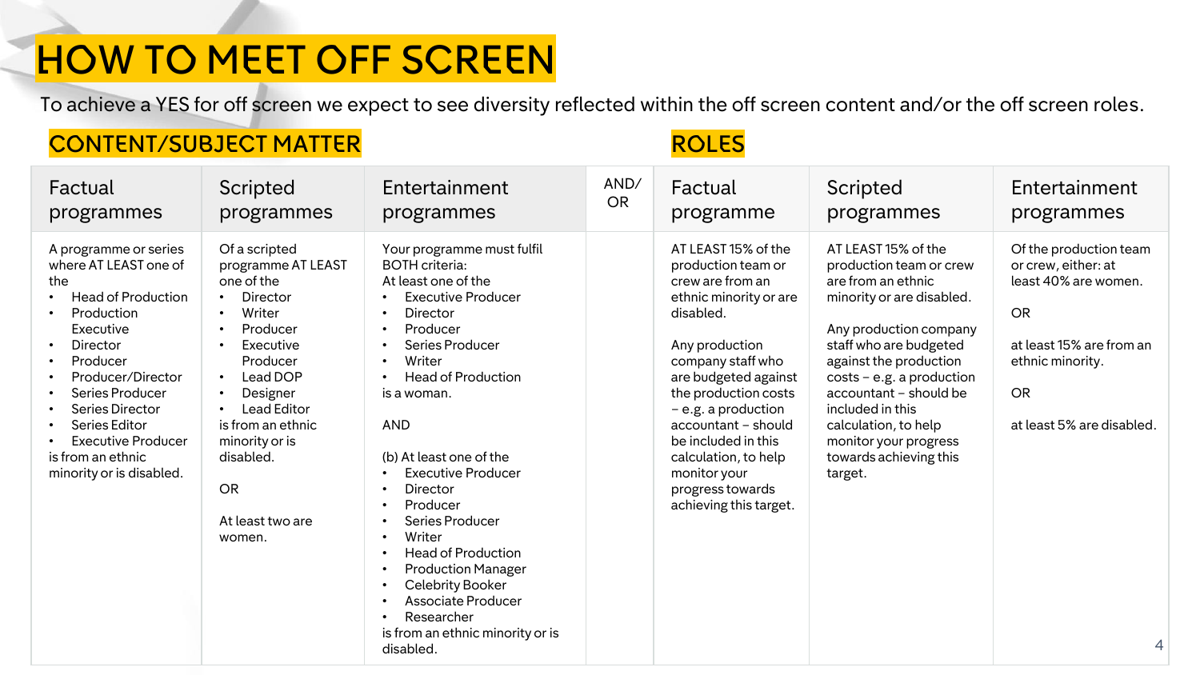# HOW TO MEET OFF SCREEN

To achieve a YES for off screen we expect to see diversity reflected within the off screen content and/or the off screen roles.

| CONTENT/SUBJECT MATTER | | | | ROLES | | |
|---|---|---|---|---|---|---|
| Factual programmes | Scripted programmes | Entertainment programmes | AND/ OR | Factual programme | Scripted programmes | Entertainment programmes |
| A programme or series where AT LEAST one of the<br>• Head of Production<br>• Production Executive<br>• Director<br>• Producer<br>• Producer/Director<br>• Series Producer<br>• Series Director<br>• Series Editor<br>• Executive Producer<br>is from an ethnic minority or is disabled. | Of a scripted programme AT LEAST one of the<br>• Director<br>• Writer<br>• Producer<br>• Executive Producer<br>• Lead DOP<br>• Designer<br>• Lead Editor<br>is from an ethnic minority or is disabled.<br><br>OR<br><br>At least two are women. | Your programme must fulfil BOTH criteria:<br>At least one of the<br>• Executive Producer<br>• Director<br>• Producer<br>• Series Producer<br>• Writer<br>• Head of Production<br>is a woman.<br><br>AND<br><br>(b) At least one of the<br>• Executive Producer<br>• Director<br>• Producer<br>• Series Producer<br>• Writer<br>• Head of Production<br>• Production Manager<br>• Celebrity Booker<br>• Associate Producer<br>• Researcher<br>is from an ethnic minority or is disabled. | | AT LEAST 15% of the production team or crew are from an ethnic minority or are disabled.<br><br>Any production company staff who are budgeted against the production costs – e.g. a production accountant – should be included in this calculation, to help monitor your progress towards achieving this target. | AT LEAST 15% of the production team or crew are from an ethnic minority or are disabled.<br><br>Any production company staff who are budgeted against the production costs – e.g. a production accountant – should be included in this calculation, to help monitor your progress towards achieving this target. | Of the production team or crew, either: at least 40% are women.<br><br>OR<br><br>at least 15% are from an ethnic minority.<br><br>OR<br><br>at least 5% are disabled. |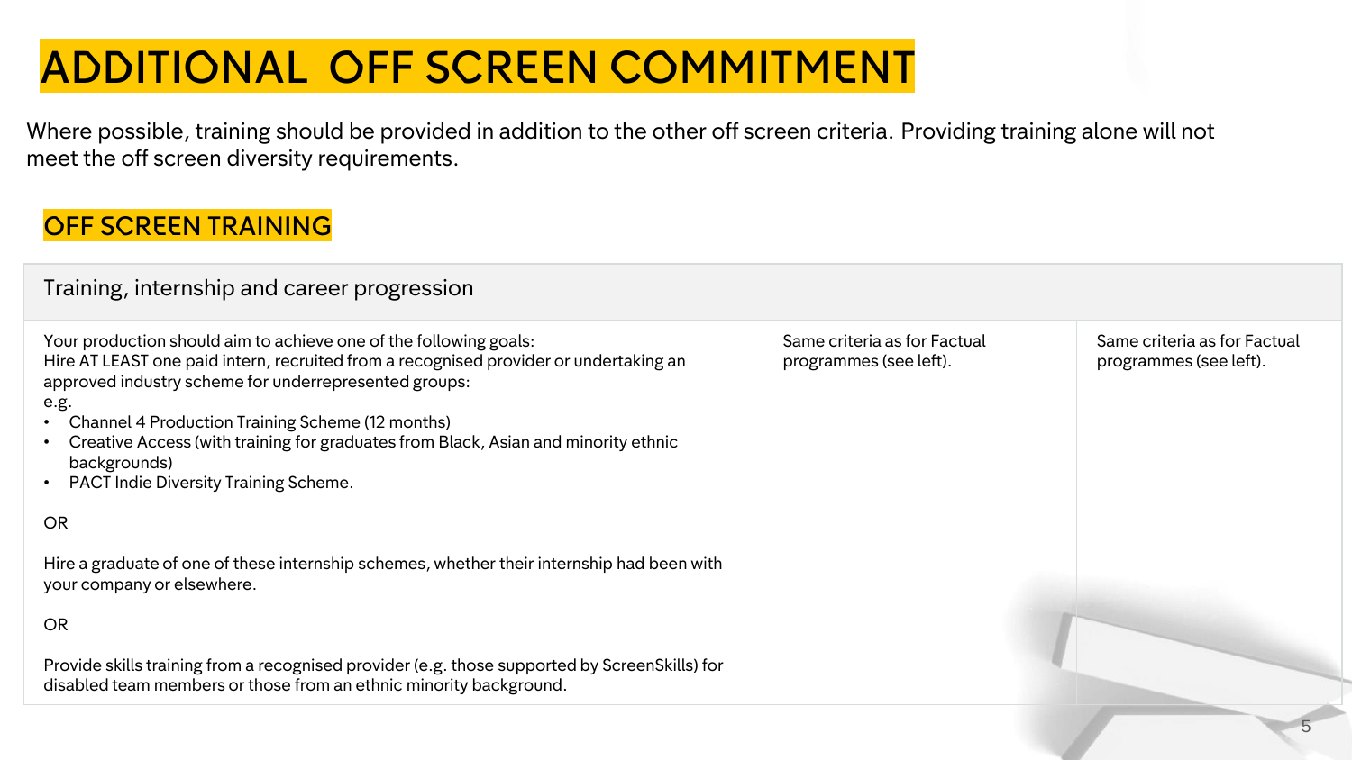# ADDITIONAL OFF SCREEN COMMITMENT

Where possible, training should be provided in addition to the other off screen criteria. Providing training alone will not meet the off screen diversity requirements.

## OFF SCREEN TRAINING

| Training, internship and career progression | | |
|---|---|---|
| Your production should aim to achieve one of the following goals:<br>Hire AT LEAST one paid intern, recruited from a recognised provider or undertaking an approved industry scheme for underrepresented groups:<br>e.g.<br>• Channel 4 Production Training Scheme (12 months)<br>• Creative Access (with training for graduates from Black, Asian and minority ethnic backgrounds)<br>• PACT Indie Diversity Training Scheme.<br><br>OR<br><br>Hire a graduate of one of these internship schemes, whether their internship had been with your company or elsewhere.<br><br>OR<br><br>Provide skills training from a recognised provider (e.g. those supported by ScreenSkills) for disabled team members or those from an ethnic minority background. | Same criteria as for Factual programmes (see left). | Same criteria as for Factual programmes (see left). |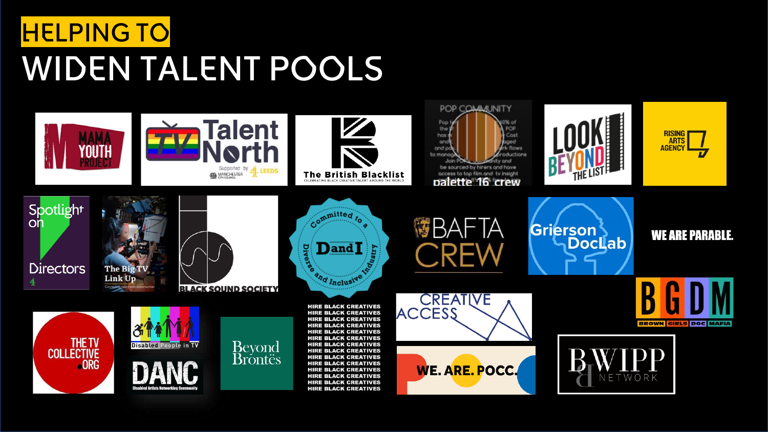# HELPING TO WIDEN TALENT POOLS

- MAMA YOUTH PROJECT
- TV Talent North — Supported by Manchester City Council, 4 Leeds
- The British Blacklist — Celebrating Black Creative Talent Around the World
- POP COMMUNITY — palette 16 crew
- LOOK BEYOND THE LIST
- RISING ARTS AGENCY
- Spotlight on Directors
- The Big TV Link Up — Connecting talent with opportunities
- BLACK SOUND SOCIETY
- Committed to a Diverse and Inclusive Industry — DandI
- BAFTA CREW
- Grierson DocLab
- WE ARE PARABLE.
- BGDM — BROWN GIRLS DOC MAFIA
- THE TV COLLECTIVE .ORG
- Disabled People in TV
- DANC — Disabled Artists Networking Community
- Beyond Brontës
- HIRE BLACK CREATIVES
- CREATIVE ACCESS
- WE. ARE. POCC.
- BWIPP NETWORK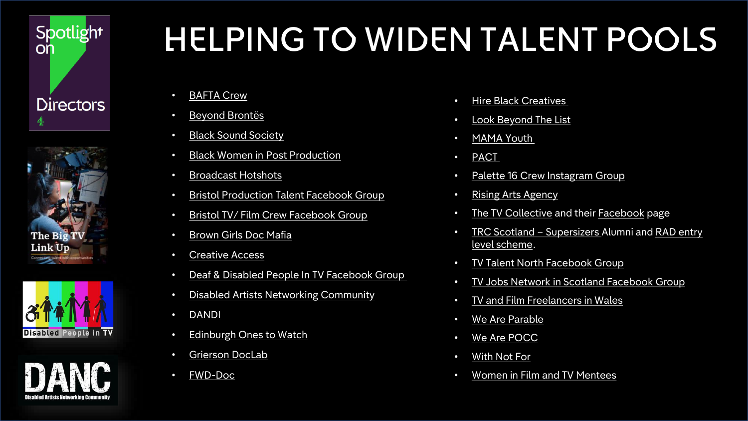# HELPING TO WIDEN TALENT POOLS

- BAFTA Crew
- Beyond Brontës
- Black Sound Society
- Black Women in Post Production
- Broadcast Hotshots
- Bristol Production Talent Facebook Group
- Bristol TV/ Film Crew Facebook Group
- Brown Girls Doc Mafia
- Creative Access
- Deaf & Disabled People In TV Facebook Group
- Disabled Artists Networking Community
- DANDI
- Edinburgh Ones to Watch
- Grierson DocLab
- FWD-Doc
- Hire Black Creatives
- Look Beyond The List
- MAMA Youth
- PACT
- Palette 16 Crew Instagram Group
- Rising Arts Agency
- The TV Collective and their Facebook page
- TRC Scotland – Supersizers Alumni and RAD entry level scheme.
- TV Talent North Facebook Group
- TV Jobs Network in Scotland Facebook Group
- TV and Film Freelancers in Wales
- We Are Parable
- We Are POCC
- With Not For
- Women in Film and TV Mentees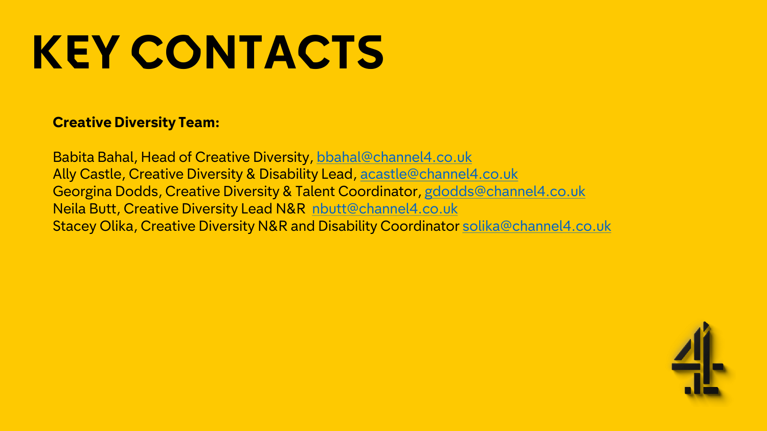# KEY CONTACTS

**Creative Diversity Team:**

Babita Bahal, Head of Creative Diversity, bbahal@channel4.co.uk
Ally Castle, Creative Diversity & Disability Lead, acastle@channel4.co.uk
Georgina Dodds, Creative Diversity & Talent Coordinator, gdodds@channel4.co.uk
Neila Butt, Creative Diversity Lead N&R nbutt@channel4.co.uk
Stacey Olika, Creative Diversity N&R and Disability Coordinator solika@channel4.co.uk